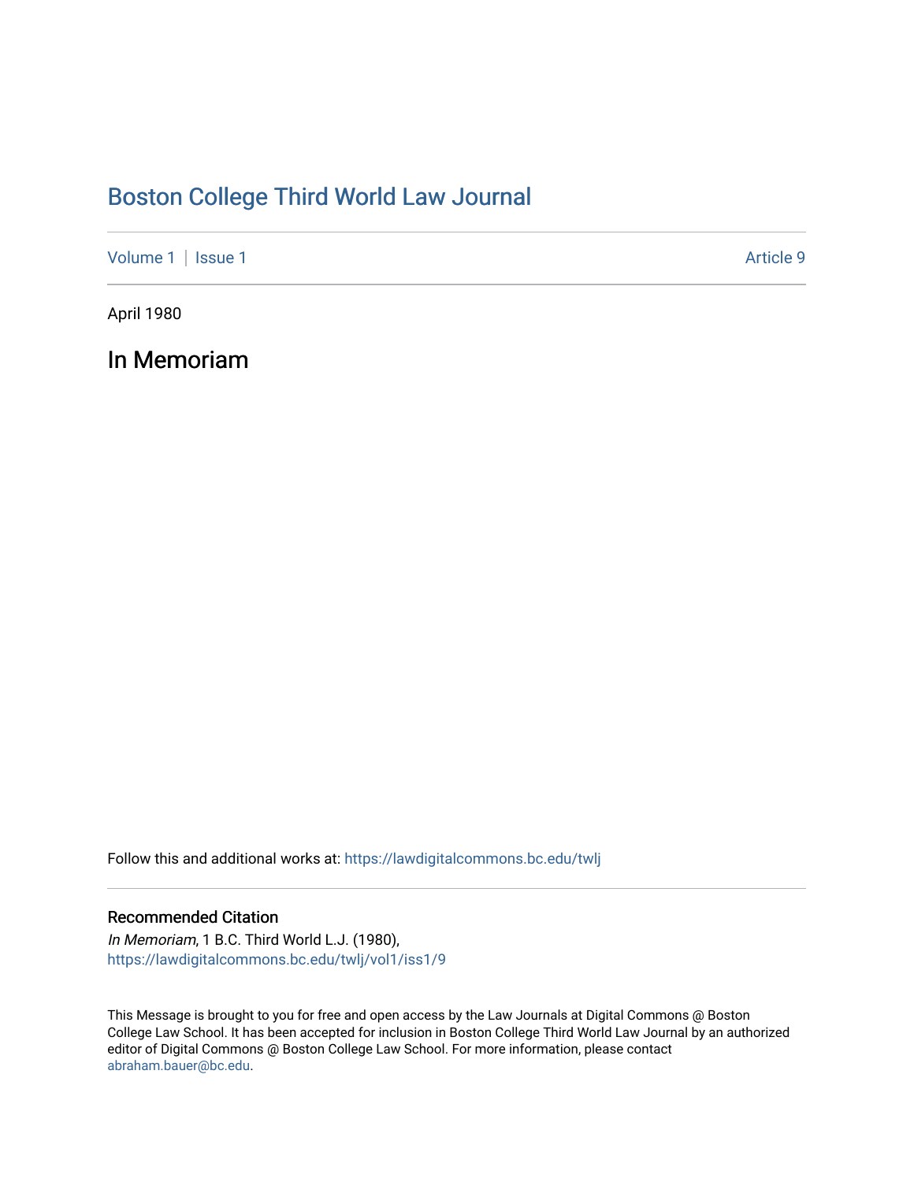# Boston College Third World Law Journal

Volume 1 | Issue 1 Article 9

April 1980

## In Memoriam

Follow this and additional works at: https://lawdigitalcommons.bc.edu/twlj

### Recommended Citation

*In Memoriam*, 1 B.C. Third World L.J. (1980),
https://lawdigitalcommons.bc.edu/twlj/vol1/iss1/9

This Message is brought to you for free and open access by the Law Journals at Digital Commons @ Boston College Law School. It has been accepted for inclusion in Boston College Third World Law Journal by an authorized editor of Digital Commons @ Boston College Law School. For more information, please contact abraham.bauer@bc.edu.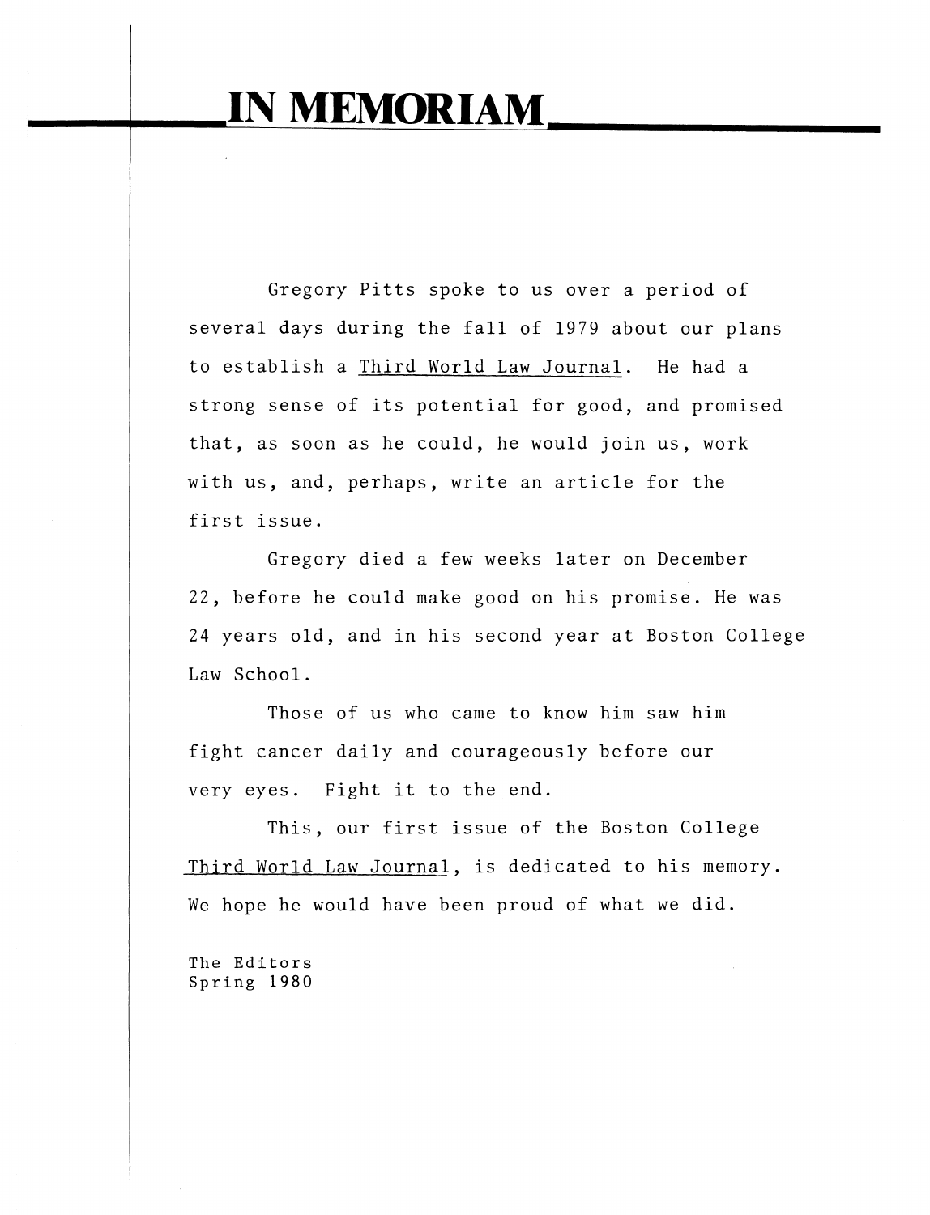# IN MEMORIAM

Gregory Pitts spoke to us over a period of several days during the fall of 1979 about our plans to establish a Third World Law Journal. He had a strong sense of its potential for good, and promised that, as soon as he could, he would join us, work with us, and, perhaps, write an article for the first issue.

Gregory died a few weeks later on December 22, before he could make good on his promise. He was 24 years old, and in his second year at Boston College Law School.

Those of us who came to know him saw him fight cancer daily and courageously before our very eyes. Fight it to the end.

This, our first issue of the Boston College Third World Law Journal, is dedicated to his memory. We hope he would have been proud of what we did.

The Editors
Spring 1980